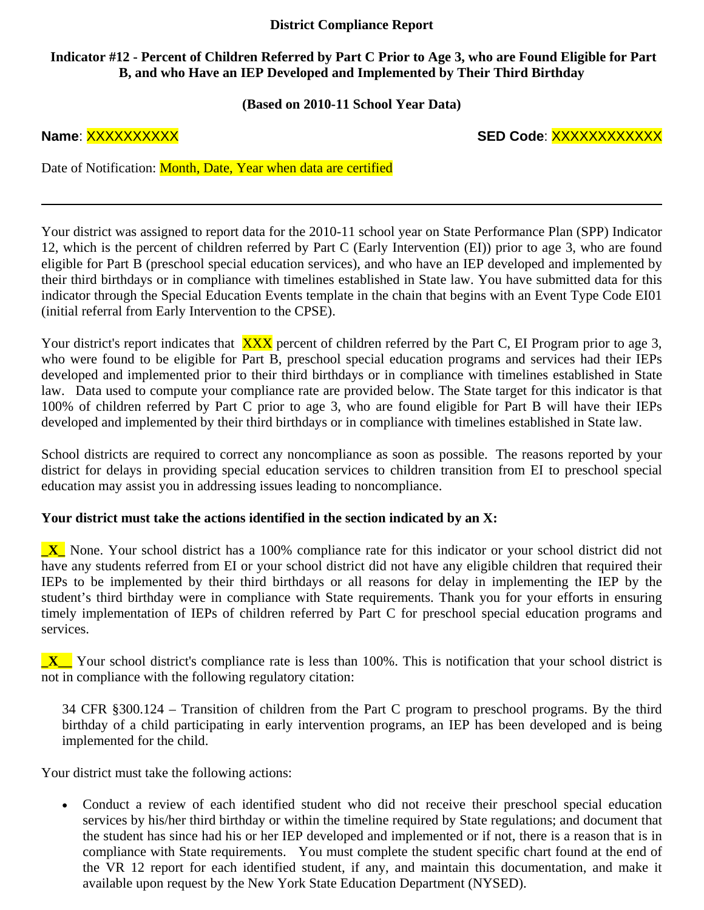# District Compliance Report

## Indicator #12 - Percent of Children Referred by Part C Prior to Age 3, who are Found Eligible for Part B, and who Have an IEP Developed and Implemented by Their Third Birthday

**(Based on 2010-11 School Year Data)**

**Name**: XXXXXXXXXX **SED Code**: XXXXXXXXXXXX

Date of Notification: Month, Date, Year when data are certified

---

Your district was assigned to report data for the 2010-11 school year on State Performance Plan (SPP) Indicator 12, which is the percent of children referred by Part C (Early Intervention (EI)) prior to age 3, who are found eligible for Part B (preschool special education services), and who have an IEP developed and implemented by their third birthdays or in compliance with timelines established in State law. You have submitted data for this indicator through the Special Education Events template in the chain that begins with an Event Type Code EI01 (initial referral from Early Intervention to the CPSE).

Your district's report indicates that XXX percent of children referred by the Part C, EI Program prior to age 3, who were found to be eligible for Part B, preschool special education programs and services had their IEPs developed and implemented prior to their third birthdays or in compliance with timelines established in State law. Data used to compute your compliance rate are provided below. The State target for this indicator is that 100% of children referred by Part C prior to age 3, who are found eligible for Part B will have their IEPs developed and implemented by their third birthdays or in compliance with timelines established in State law.

School districts are required to correct any noncompliance as soon as possible. The reasons reported by your district for delays in providing special education services to children transition from EI to preschool special education may assist you in addressing issues leading to noncompliance.

**Your district must take the actions identified in the section indicated by an X:**

**_X_** None. Your school district has a 100% compliance rate for this indicator or your school district did not have any students referred from EI or your school district did not have any eligible children that required their IEPs to be implemented by their third birthdays or all reasons for delay in implementing the IEP by the student's third birthday were in compliance with State requirements. Thank you for your efforts in ensuring timely implementation of IEPs of children referred by Part C for preschool special education programs and services.

**_X__** Your school district's compliance rate is less than 100%. This is notification that your school district is not in compliance with the following regulatory citation:

> 34 CFR §300.124 – Transition of children from the Part C program to preschool programs. By the third birthday of a child participating in early intervention programs, an IEP has been developed and is being implemented for the child.

Your district must take the following actions:

- Conduct a review of each identified student who did not receive their preschool special education services by his/her third birthday or within the timeline required by State regulations; and document that the student has since had his or her IEP developed and implemented or if not, there is a reason that is in compliance with State requirements. You must complete the student specific chart found at the end of the VR 12 report for each identified student, if any, and maintain this documentation, and make it available upon request by the New York State Education Department (NYSED).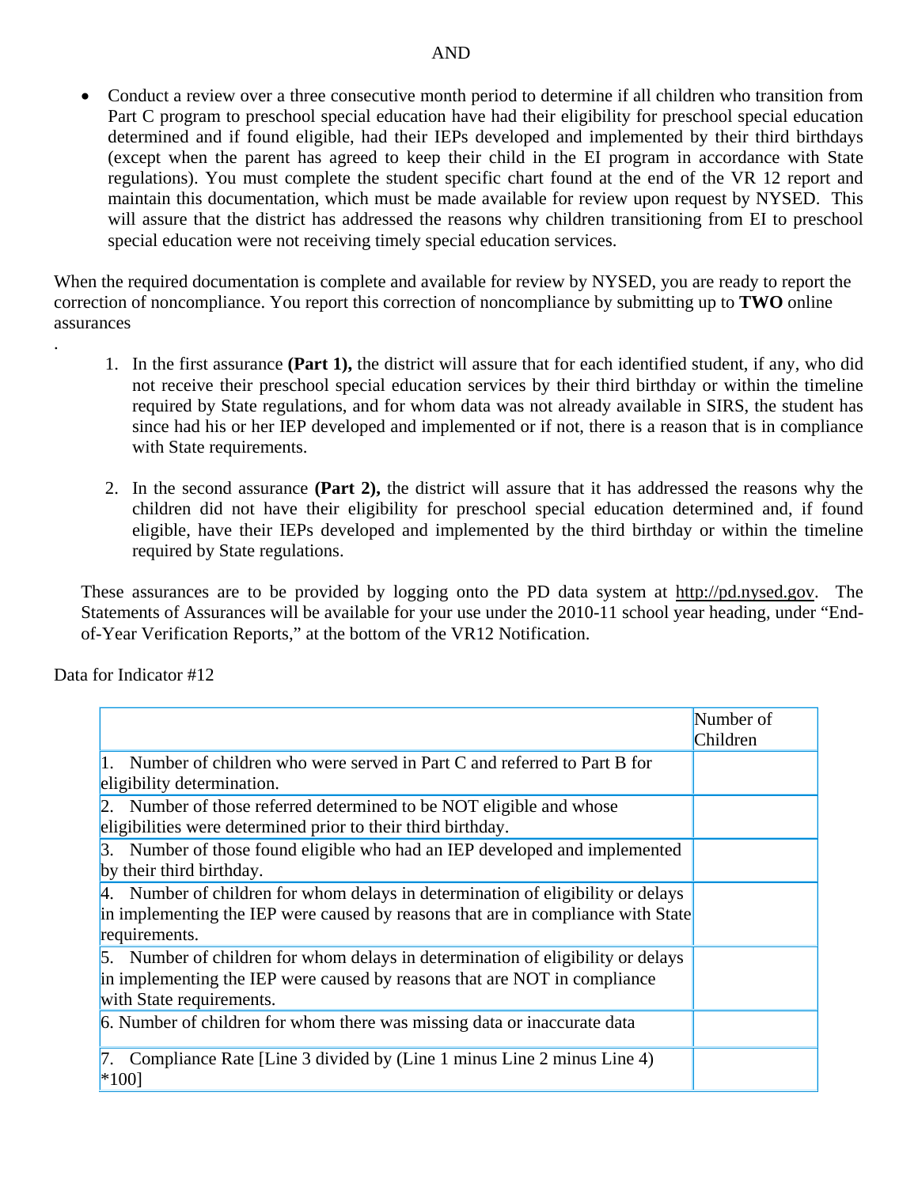AND

- Conduct a review over a three consecutive month period to determine if all children who transition from Part C program to preschool special education have had their eligibility for preschool special education determined and if found eligible, had their IEPs developed and implemented by their third birthdays (except when the parent has agreed to keep their child in the EI program in accordance with State regulations). You must complete the student specific chart found at the end of the VR 12 report and maintain this documentation, which must be made available for review upon request by NYSED. This will assure that the district has addressed the reasons why children transitioning from EI to preschool special education were not receiving timely special education services.

When the required documentation is complete and available for review by NYSED, you are ready to report the correction of noncompliance. You report this correction of noncompliance by submitting up to **TWO** online assurances

.

1. In the first assurance **(Part 1),** the district will assure that for each identified student, if any, who did not receive their preschool special education services by their third birthday or within the timeline required by State regulations, and for whom data was not already available in SIRS, the student has since had his or her IEP developed and implemented or if not, there is a reason that is in compliance with State requirements.

2. In the second assurance **(Part 2),** the district will assure that it has addressed the reasons why the children did not have their eligibility for preschool special education determined and, if found eligible, have their IEPs developed and implemented by the third birthday or within the timeline required by State regulations.

These assurances are to be provided by logging onto the PD data system at http://pd.nysed.gov. The Statements of Assurances will be available for your use under the 2010-11 school year heading, under "End-of-Year Verification Reports," at the bottom of the VR12 Notification.

Data for Indicator #12

| | Number of Children |
|---|---|
| 1. Number of children who were served in Part C and referred to Part B for eligibility determination. | |
| 2. Number of those referred determined to be NOT eligible and whose eligibilities were determined prior to their third birthday. | |
| 3. Number of those found eligible who had an IEP developed and implemented by their third birthday. | |
| 4. Number of children for whom delays in determination of eligibility or delays in implementing the IEP were caused by reasons that are in compliance with State requirements. | |
| 5. Number of children for whom delays in determination of eligibility or delays in implementing the IEP were caused by reasons that are NOT in compliance with State requirements. | |
| 6. Number of children for whom there was missing data or inaccurate data | |
| 7. Compliance Rate [Line 3 divided by (Line 1 minus Line 2 minus Line 4) *100] | |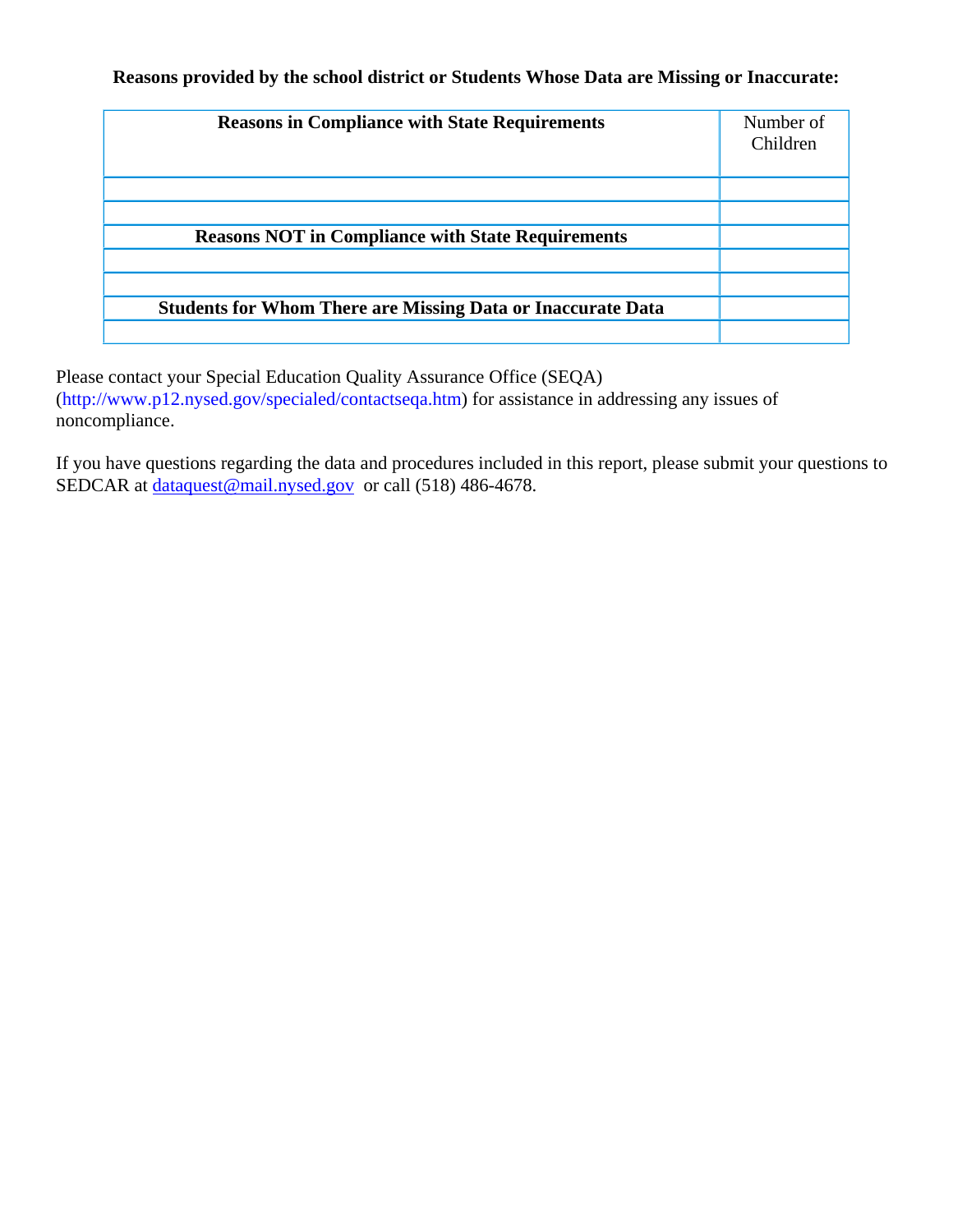**Reasons provided by the school district or Students Whose Data are Missing or Inaccurate:**

| **Reasons in Compliance with State Requirements** | Number of Children |
|---|---|
| | |
| | |
| **Reasons NOT in Compliance with State Requirements** | |
| | |
| | |
| **Students for Whom There are Missing Data or Inaccurate Data** | |
| | |

Please contact your Special Education Quality Assurance Office (SEQA) (http://www.p12.nysed.gov/specialed/contactseqa.htm) for assistance in addressing any issues of noncompliance.

If you have questions regarding the data and procedures included in this report, please submit your questions to SEDCAR at dataquest@mail.nysed.gov or call (518) 486-4678.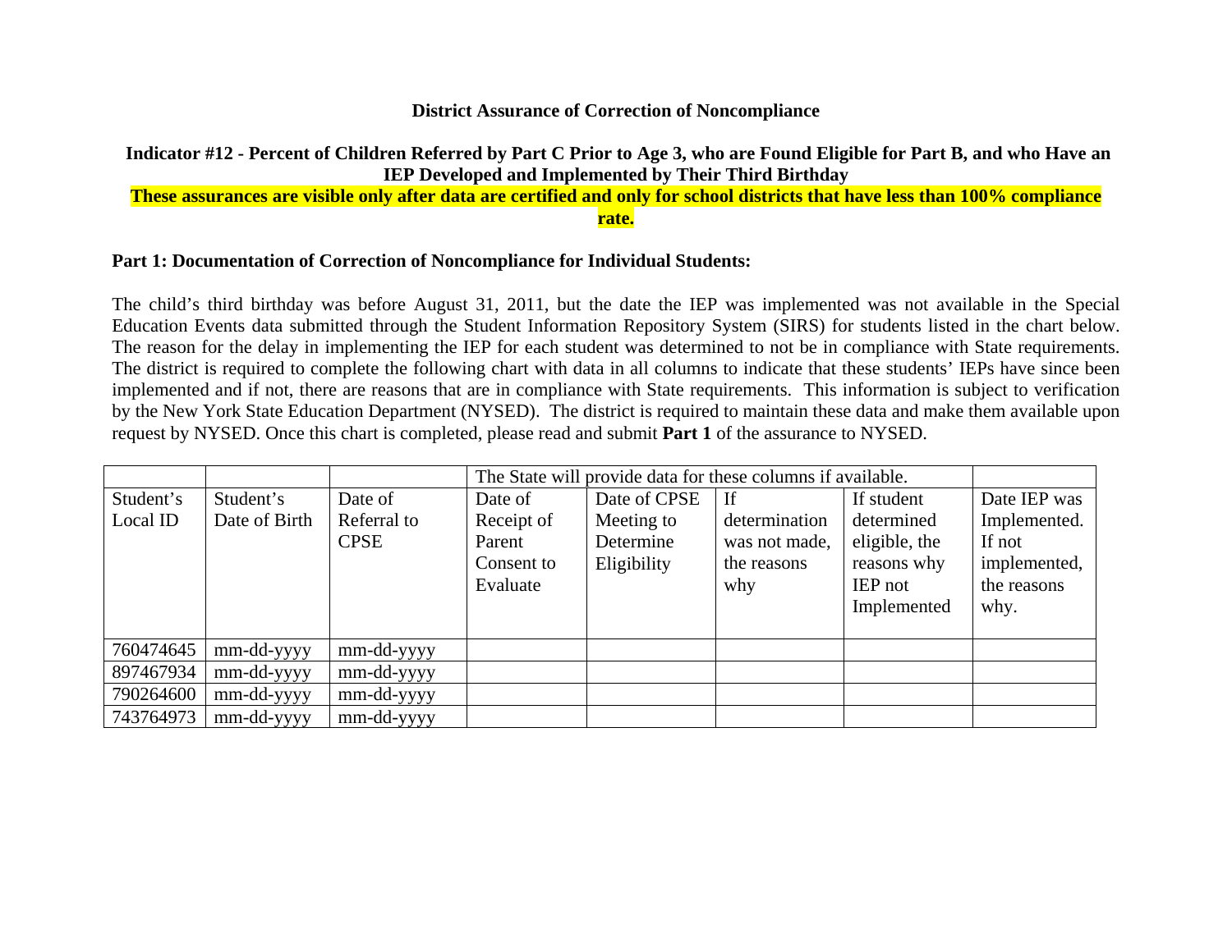**District Assurance of Correction of Noncompliance**

**Indicator #12 - Percent of Children Referred by Part C Prior to Age 3, who are Found Eligible for Part B, and who Have an IEP Developed and Implemented by Their Third Birthday**

**These assurances are visible only after data are certified and only for school districts that have less than 100% compliance rate.**

**Part 1: Documentation of Correction of Noncompliance for Individual Students:**

The child's third birthday was before August 31, 2011, but the date the IEP was implemented was not available in the Special Education Events data submitted through the Student Information Repository System (SIRS) for students listed in the chart below. The reason for the delay in implementing the IEP for each student was determined to not be in compliance with State requirements. The district is required to complete the following chart with data in all columns to indicate that these students' IEPs have since been implemented and if not, there are reasons that are in compliance with State requirements. This information is subject to verification by the New York State Education Department (NYSED). The district is required to maintain these data and make them available upon request by NYSED. Once this chart is completed, please read and submit **Part 1** of the assurance to NYSED.

| | | | The State will provide data for these columns if available. | | | | |
|---|---|---|---|---|---|---|---|
| Student's Local ID | Student's Date of Birth | Date of Referral to CPSE | Date of Receipt of Parent Consent to Evaluate | Date of CPSE Meeting to Determine Eligibility | If determination was not made, the reasons why | If student determined eligible, the reasons why IEP not Implemented | Date IEP was Implemented. If not implemented, the reasons why. |
| 760474645 | mm-dd-yyyy | mm-dd-yyyy | | | | | |
| 897467934 | mm-dd-yyyy | mm-dd-yyyy | | | | | |
| 790264600 | mm-dd-yyyy | mm-dd-yyyy | | | | | |
| 743764973 | mm-dd-yyyy | mm-dd-yyyy | | | | | |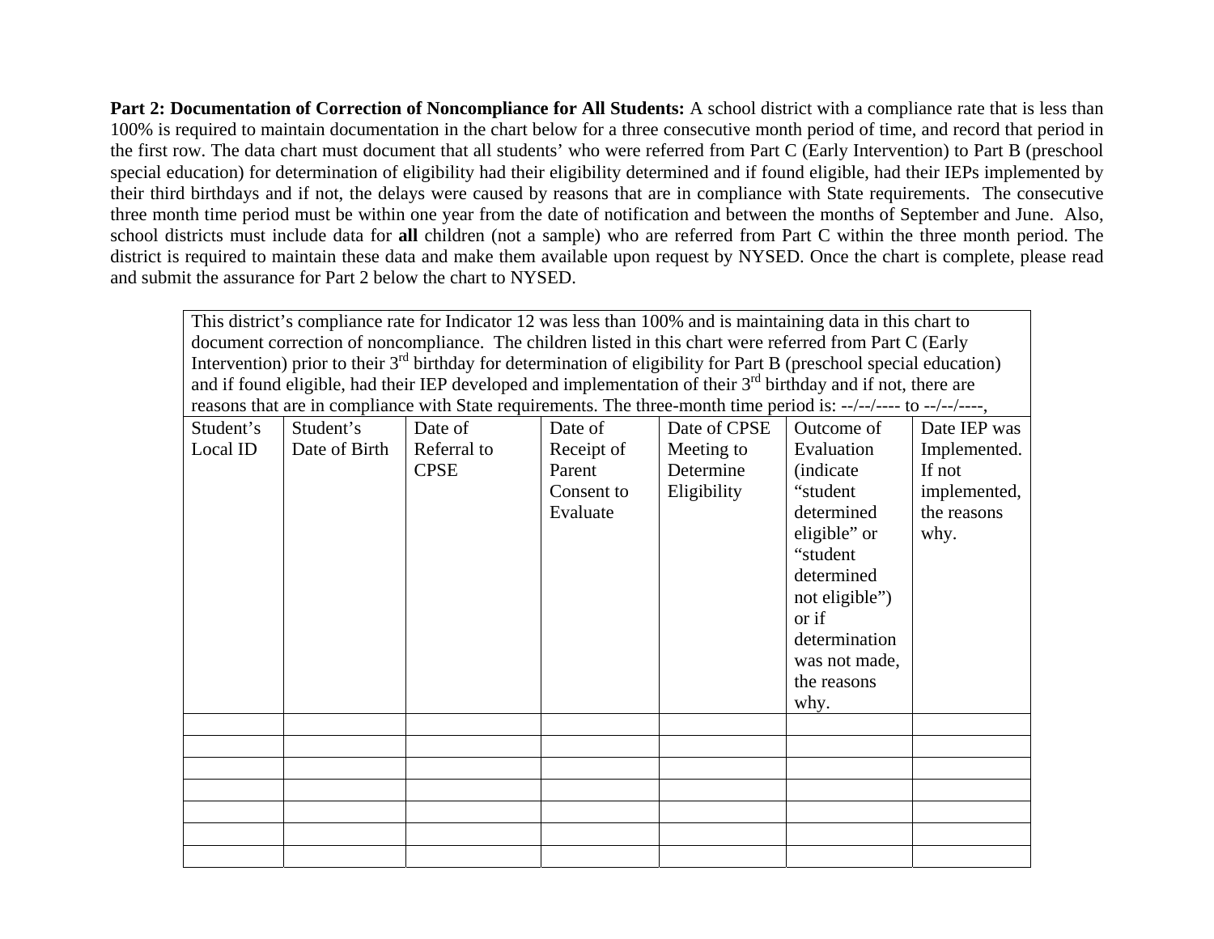**Part 2: Documentation of Correction of Noncompliance for All Students:** A school district with a compliance rate that is less than 100% is required to maintain documentation in the chart below for a three consecutive month period of time, and record that period in the first row. The data chart must document that all students' who were referred from Part C (Early Intervention) to Part B (preschool special education) for determination of eligibility had their eligibility determined and if found eligible, had their IEPs implemented by their third birthdays and if not, the delays were caused by reasons that are in compliance with State requirements. The consecutive three month time period must be within one year from the date of notification and between the months of September and June. Also, school districts must include data for **all** children (not a sample) who are referred from Part C within the three month period. The district is required to maintain these data and make them available upon request by NYSED. Once the chart is complete, please read and submit the assurance for Part 2 below the chart to NYSED.

| This district's compliance rate for Indicator 12 was less than 100% and is maintaining data in this chart to document correction of noncompliance. The children listed in this chart were referred from Part C (Early Intervention) prior to their 3rd birthday for determination of eligibility for Part B (preschool special education) and if found eligible, had their IEP developed and implementation of their 3rd birthday and if not, there are reasons that are in compliance with State requirements. The three-month time period is: --/--/---- to --/--/----, | | | | | | |
|---|---|---|---|---|---|---|
| Student's Local ID | Student's Date of Birth | Date of Referral to CPSE | Date of Receipt of Parent Consent to Evaluate | Date of CPSE Meeting to Determine Eligibility | Outcome of Evaluation (indicate "student determined eligible" or "student determined not eligible") or if determination was not made, the reasons why. | Date IEP was Implemented. If not implemented, the reasons why. |
| | | | | | | |
| | | | | | | |
| | | | | | | |
| | | | | | | |
| | | | | | | |
| | | | | | | |
| | | | | | | |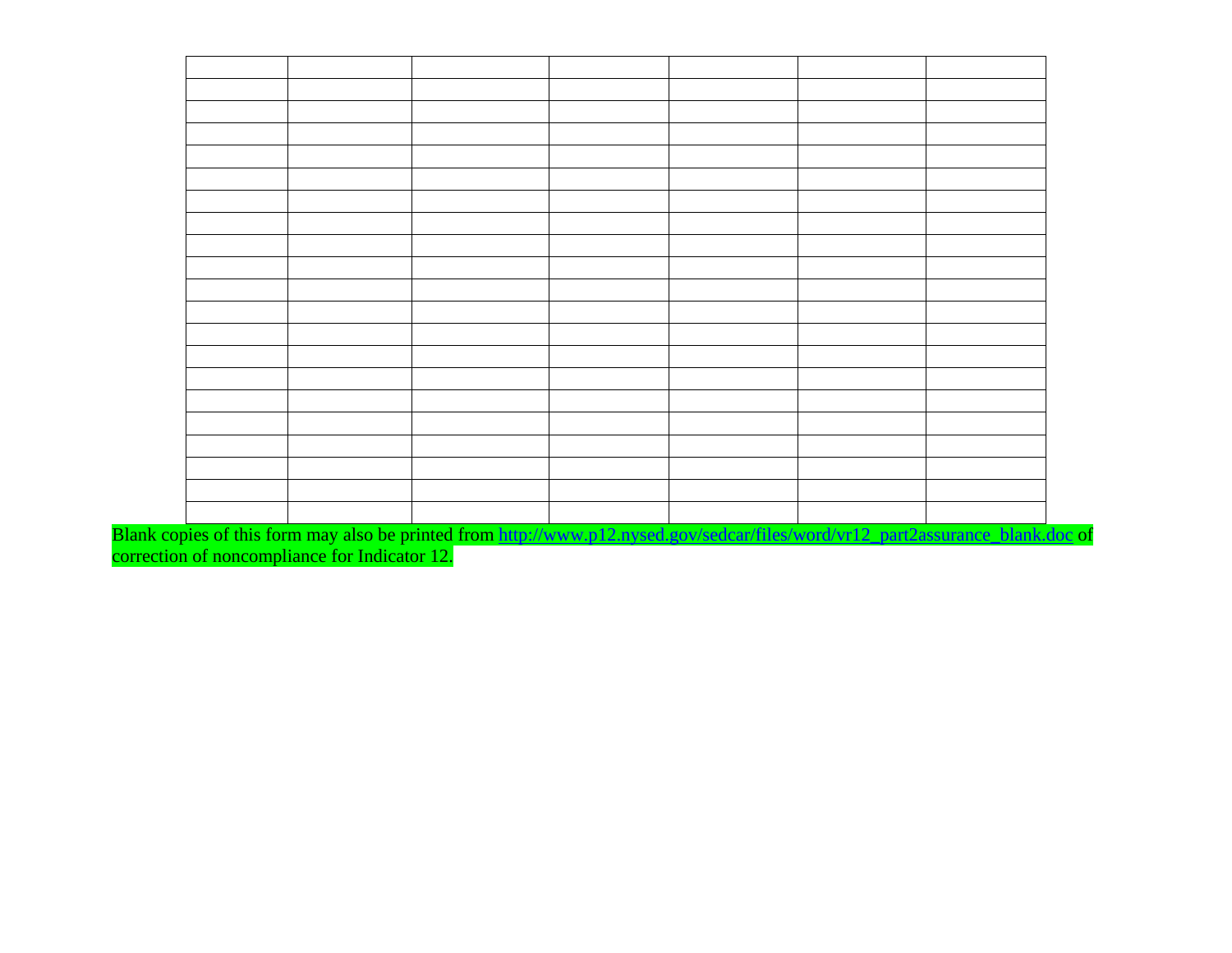| | | | | | | |
|---|---|---|---|---|---|---|
| | | | | | | |
| | | | | | | |
| | | | | | | |
| | | | | | | |
| | | | | | | |
| | | | | | | |
| | | | | | | |
| | | | | | | |
| | | | | | | |
| | | | | | | |
| | | | | | | |
| | | | | | | |
| | | | | | | |
| | | | | | | |
| | | | | | | |
| | | | | | | |
| | | | | | | |
| | | | | | | |
| | | | | | | |
| | | | | | | |

Blank copies of this form may also be printed from http://www.p12.nysed.gov/sedcar/files/word/vr12_part2assurance_blank.doc of correction of noncompliance for Indicator 12.